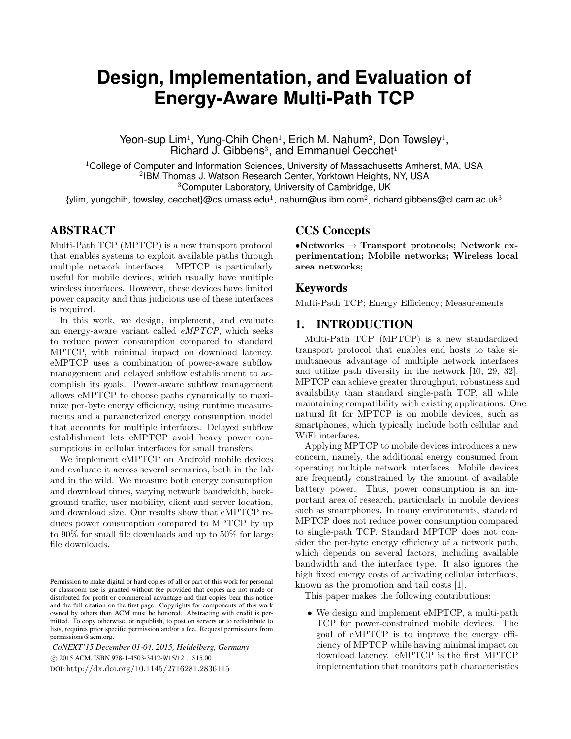# Design, Implementation, and Evaluation of Energy-Aware Multi-Path TCP

Yeon-sup Lim[1], Yung-Chih Chen[1], Erich M. Nahum[2], Don Towsley[1], Richard J. Gibbens[3], and Emmanuel Cecchet[1]

[1]College of Computer and Information Sciences, University of Massachusetts Amherst, MA, USA
[2]IBM Thomas J. Watson Research Center, Yorktown Heights, NY, USA
[3]Computer Laboratory, University of Cambridge, UK

{ylim, yungchih, towsley, cecchet}@cs.umass.edu[1], nahum@us.ibm.com[2], richard.gibbens@cl.cam.ac.uk[3]

## ABSTRACT

Multi-Path TCP (MPTCP) is a new transport protocol that enables systems to exploit available paths through multiple network interfaces. MPTCP is particularly useful for mobile devices, which usually have multiple wireless interfaces. However, these devices have limited power capacity and thus judicious use of these interfaces is required.

In this work, we design, implement, and evaluate an energy-aware variant called *eMPTCP*, which seeks to reduce power consumption compared to standard MPTCP, with minimal impact on download latency. eMPTCP uses a combination of power-aware subflow management and delayed subflow establishment to accomplish its goals. Power-aware subflow management allows eMPTCP to choose paths dynamically to maximize per-byte energy efficiency, using runtime measurements and a parameterized energy consumption model that accounts for multiple interfaces. Delayed subflow establishment lets eMPTCP avoid heavy power consumptions in cellular interfaces for small transfers.

We implement eMPTCP on Android mobile devices and evaluate it across several scenarios, both in the lab and in the wild. We measure both energy consumption and download times, varying network bandwidth, background traffic, user mobility, client and server location, and download size. Our results show that eMPTCP reduces power consumption compared to MPTCP by up to 90% for small file downloads and up to 50% for large file downloads.

Permission to make digital or hard copies of all or part of this work for personal or classroom use is granted without fee provided that copies are not made or distributed for profit or commercial advantage and that copies bear this notice and the full citation on the first page. Copyrights for components of this work owned by others than ACM must be honored. Abstracting with credit is permitted. To copy otherwise, or republish, to post on servers or to redistribute to lists, requires prior specific permission and/or a fee. Request permissions from permissions@acm.org.

*CoNEXT'15 December 01-04, 2015, Heidelberg, Germany*
© 2015 ACM. ISBN 978-1-4503-3412-9/15/12...$15.00
DOI: http://dx.doi.org/10.1145/2716281.2836115

## CCS Concepts

**•Networks → Transport protocols; Network experimentation; Mobile networks; Wireless local area networks;**

## Keywords

Multi-Path TCP; Energy Efficiency; Measurements

## 1. INTRODUCTION

Multi-Path TCP (MPTCP) is a new standardized transport protocol that enables end hosts to take simultaneous advantage of multiple network interfaces and utilize path diversity in the network [10, 29, 32]. MPTCP can achieve greater throughput, robustness and availability than standard single-path TCP, all while maintaining compatibility with existing applications. One natural fit for MPTCP is on mobile devices, such as smartphones, which typically include both cellular and WiFi interfaces.

Applying MPTCP to mobile devices introduces a new concern, namely, the additional energy consumed from operating multiple network interfaces. Mobile devices are frequently constrained by the amount of available battery power. Thus, power consumption is an important area of research, particularly in mobile devices such as smartphones. In many environments, standard MPTCP does not reduce power consumption compared to single-path TCP. Standard MPTCP does not consider the per-byte energy efficiency of a network path, which depends on several factors, including available bandwidth and the interface type. It also ignores the high fixed energy costs of activating cellular interfaces, known as the promotion and tail costs [1].

This paper makes the following contributions:

- We design and implement eMPTCP, a multi-path TCP for power-constrained mobile devices. The goal of eMPTCP is to improve the energy efficiency of MPTCP while having minimal impact on download latency. eMPTCP is the first MPTCP implementation that monitors path characteristics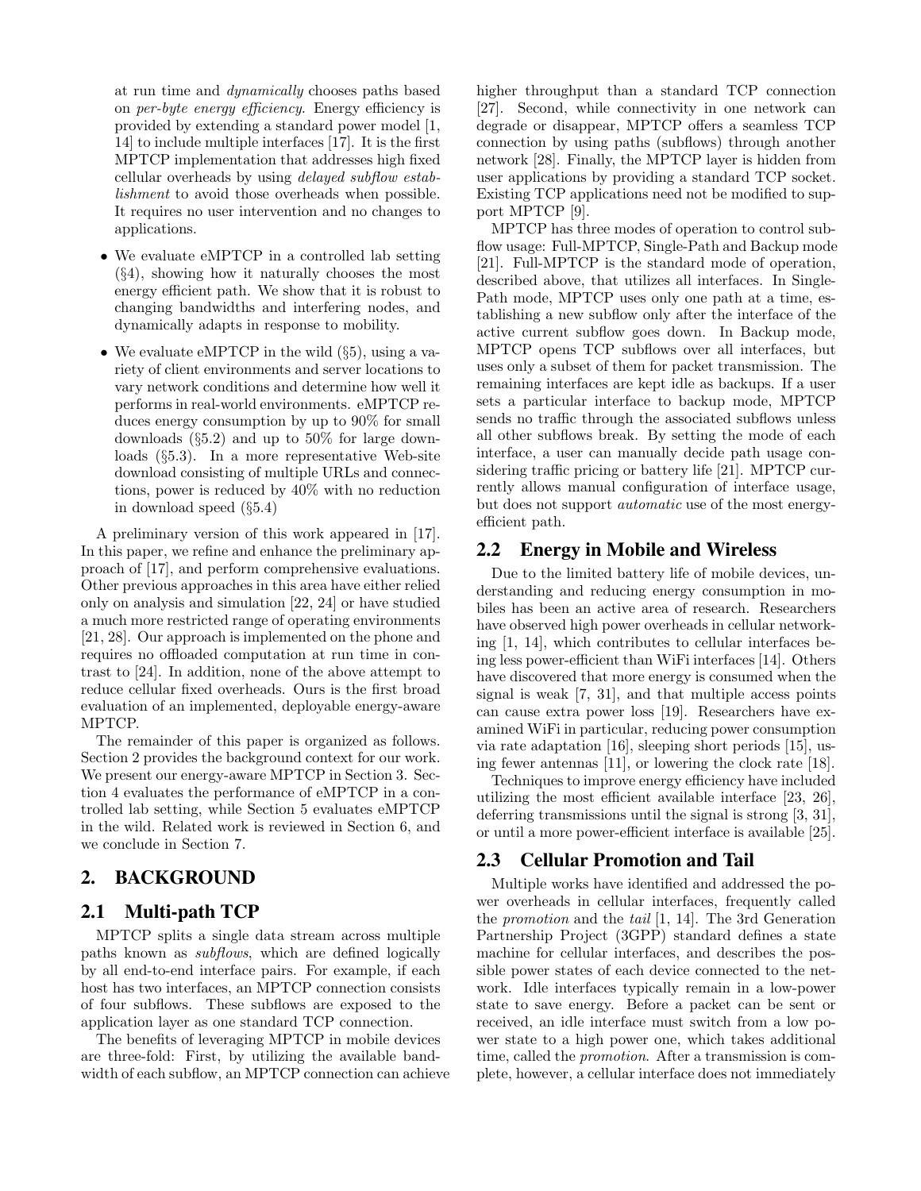at run time and *dynamically* chooses paths based on *per-byte energy efficiency*. Energy efficiency is provided by extending a standard power model [1, 14] to include multiple interfaces [17]. It is the first MPTCP implementation that addresses high fixed cellular overheads by using *delayed subflow establishment* to avoid those overheads when possible. It requires no user intervention and no changes to applications.

- We evaluate eMPTCP in a controlled lab setting (§4), showing how it naturally chooses the most energy efficient path. We show that it is robust to changing bandwidths and interfering nodes, and dynamically adapts in response to mobility.
- We evaluate eMPTCP in the wild (§5), using a variety of client environments and server locations to vary network conditions and determine how well it performs in real-world environments. eMPTCP reduces energy consumption by up to 90% for small downloads (§5.2) and up to 50% for large downloads (§5.3). In a more representative Web-site download consisting of multiple URLs and connections, power is reduced by 40% with no reduction in download speed (§5.4)

A preliminary version of this work appeared in [17]. In this paper, we refine and enhance the preliminary approach of [17], and perform comprehensive evaluations. Other previous approaches in this area have either relied only on analysis and simulation [22, 24] or have studied a much more restricted range of operating environments [21, 28]. Our approach is implemented on the phone and requires no offloaded computation at run time in contrast to [24]. In addition, none of the above attempt to reduce cellular fixed overheads. Ours is the first broad evaluation of an implemented, deployable energy-aware MPTCP.

The remainder of this paper is organized as follows. Section 2 provides the background context for our work. We present our energy-aware MPTCP in Section 3. Section 4 evaluates the performance of eMPTCP in a controlled lab setting, while Section 5 evaluates eMPTCP in the wild. Related work is reviewed in Section 6, and we conclude in Section 7.

# 2. BACKGROUND

## 2.1 Multi-path TCP

MPTCP splits a single data stream across multiple paths known as *subflows*, which are defined logically by all end-to-end interface pairs. For example, if each host has two interfaces, an MPTCP connection consists of four subflows. These subflows are exposed to the application layer as one standard TCP connection.

The benefits of leveraging MPTCP in mobile devices are three-fold: First, by utilizing the available bandwidth of each subflow, an MPTCP connection can achieve higher throughput than a standard TCP connection [27]. Second, while connectivity in one network can degrade or disappear, MPTCP offers a seamless TCP connection by using paths (subflows) through another network [28]. Finally, the MPTCP layer is hidden from user applications by providing a standard TCP socket. Existing TCP applications need not be modified to support MPTCP [9].

MPTCP has three modes of operation to control subflow usage: Full-MPTCP, Single-Path and Backup mode [21]. Full-MPTCP is the standard mode of operation, described above, that utilizes all interfaces. In Single-Path mode, MPTCP uses only one path at a time, establishing a new subflow only after the interface of the active current subflow goes down. In Backup mode, MPTCP opens TCP subflows over all interfaces, but uses only a subset of them for packet transmission. The remaining interfaces are kept idle as backups. If a user sets a particular interface to backup mode, MPTCP sends no traffic through the associated subflows unless all other subflows break. By setting the mode of each interface, a user can manually decide path usage considering traffic pricing or battery life [21]. MPTCP currently allows manual configuration of interface usage, but does not support *automatic* use of the most energy-efficient path.

## 2.2 Energy in Mobile and Wireless

Due to the limited battery life of mobile devices, understanding and reducing energy consumption in mobiles has been an active area of research. Researchers have observed high power overheads in cellular networking [1, 14], which contributes to cellular interfaces being less power-efficient than WiFi interfaces [14]. Others have discovered that more energy is consumed when the signal is weak [7, 31], and that multiple access points can cause extra power loss [19]. Researchers have examined WiFi in particular, reducing power consumption via rate adaptation [16], sleeping short periods [15], using fewer antennas [11], or lowering the clock rate [18].

Techniques to improve energy efficiency have included utilizing the most efficient available interface [23, 26], deferring transmissions until the signal is strong [3, 31], or until a more power-efficient interface is available [25].

## 2.3 Cellular Promotion and Tail

Multiple works have identified and addressed the power overheads in cellular interfaces, frequently called the *promotion* and the *tail* [1, 14]. The 3rd Generation Partnership Project (3GPP) standard defines a state machine for cellular interfaces, and describes the possible power states of each device connected to the network. Idle interfaces typically remain in a low-power state to save energy. Before a packet can be sent or received, an idle interface must switch from a low power state to a high power one, which takes additional time, called the *promotion*. After a transmission is complete, however, a cellular interface does not immediately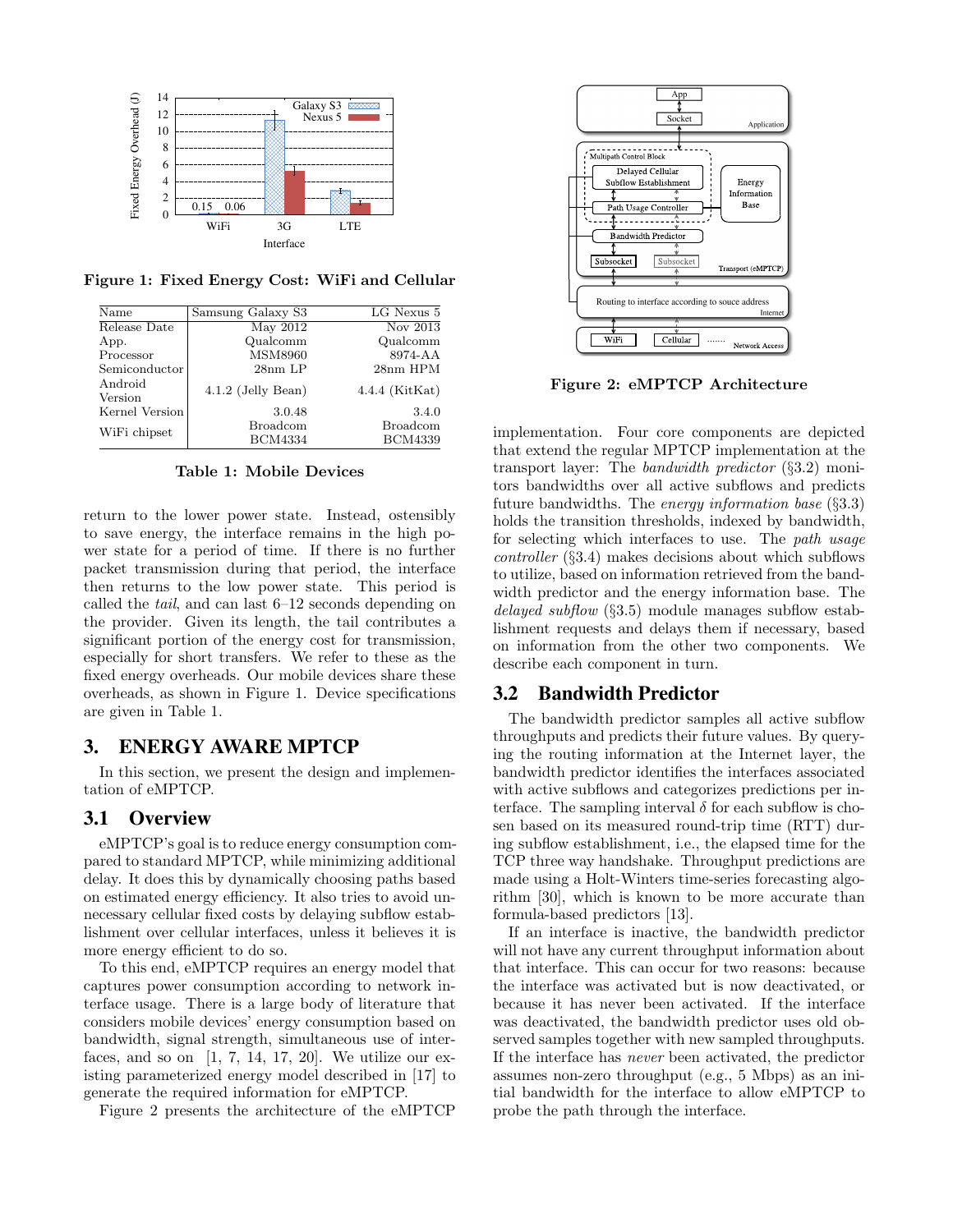Figure 1: Fixed Energy Cost: WiFi and Cellular

| Name | Samsung Galaxy S3 | LG Nexus 5 |
|---|---|---|
| Release Date | May 2012 | Nov 2013 |
| App. Processor | Qualcomm MSM8960 | Qualcomm 8974-AA |
| Semiconductor | 28nm LP | 28nm HPM |
| Android Version | 4.1.2 (Jelly Bean) | 4.4.4 (KitKat) |
| Kernel Version | 3.0.48 | 3.4.0 |
| WiFi chipset | Broadcom BCM4334 | Broadcom BCM4339 |

Table 1: Mobile Devices

return to the lower power state. Instead, ostensibly to save energy, the interface remains in the high power state for a period of time. If there is no further packet transmission during that period, the interface then returns to the low power state. This period is called the *tail*, and can last 6–12 seconds depending on the provider. Given its length, the tail contributes a significant portion of the energy cost for transmission, especially for short transfers. We refer to these as the fixed energy overheads. Our mobile devices share these overheads, as shown in Figure 1. Device specifications are given in Table 1.

# 3. ENERGY AWARE MPTCP

In this section, we present the design and implementation of eMPTCP.

## 3.1 Overview

eMPTCP's goal is to reduce energy consumption compared to standard MPTCP, while minimizing additional delay. It does this by dynamically choosing paths based on estimated energy efficiency. It also tries to avoid unnecessary cellular fixed costs by delaying subflow establishment over cellular interfaces, unless it believes it is more energy efficient to do so.

To this end, eMPTCP requires an energy model that captures power consumption according to network interface usage. There is a large body of literature that considers mobile devices' energy consumption based on bandwidth, signal strength, simultaneous use of interfaces, and so on [1, 7, 14, 17, 20]. We utilize our existing parameterized energy model described in [17] to generate the required information for eMPTCP.

Figure 2 presents the architecture of the eMPTCP implementation. Four core components are depicted that extend the regular MPTCP implementation at the transport layer: The *bandwidth predictor* (§3.2) monitors bandwidths over all active subflows and predicts future bandwidths. The *energy information base* (§3.3) holds the transition thresholds, indexed by bandwidth, for selecting which interfaces to use. The *path usage controller* (§3.4) makes decisions about which subflows to utilize, based on information retrieved from the bandwidth predictor and the energy information base. The *delayed subflow* (§3.5) module manages subflow establishment requests and delays them if necessary, based on information from the other two components. We describe each component in turn.

Figure 2: eMPTCP Architecture

## 3.2 Bandwidth Predictor

The bandwidth predictor samples all active subflow throughputs and predicts their future values. By querying the routing information at the Internet layer, the bandwidth predictor identifies the interfaces associated with active subflows and categorizes predictions per interface. The sampling interval $\delta$ for each subflow is chosen based on its measured round-trip time (RTT) during subflow establishment, i.e., the elapsed time for the TCP three way handshake. Throughput predictions are made using a Holt-Winters time-series forecasting algorithm [30], which is known to be more accurate than formula-based predictors [13].

If an interface is inactive, the bandwidth predictor will not have any current throughput information about that interface. This can occur for two reasons: because the interface was activated but is now deactivated, or because it has never been activated. If the interface was deactivated, the bandwidth predictor uses old observed samples together with new sampled throughputs. If the interface has *never* been activated, the predictor assumes non-zero throughput (e.g., 5 Mbps) as an initial bandwidth for the interface to allow eMPTCP to probe the path through the interface.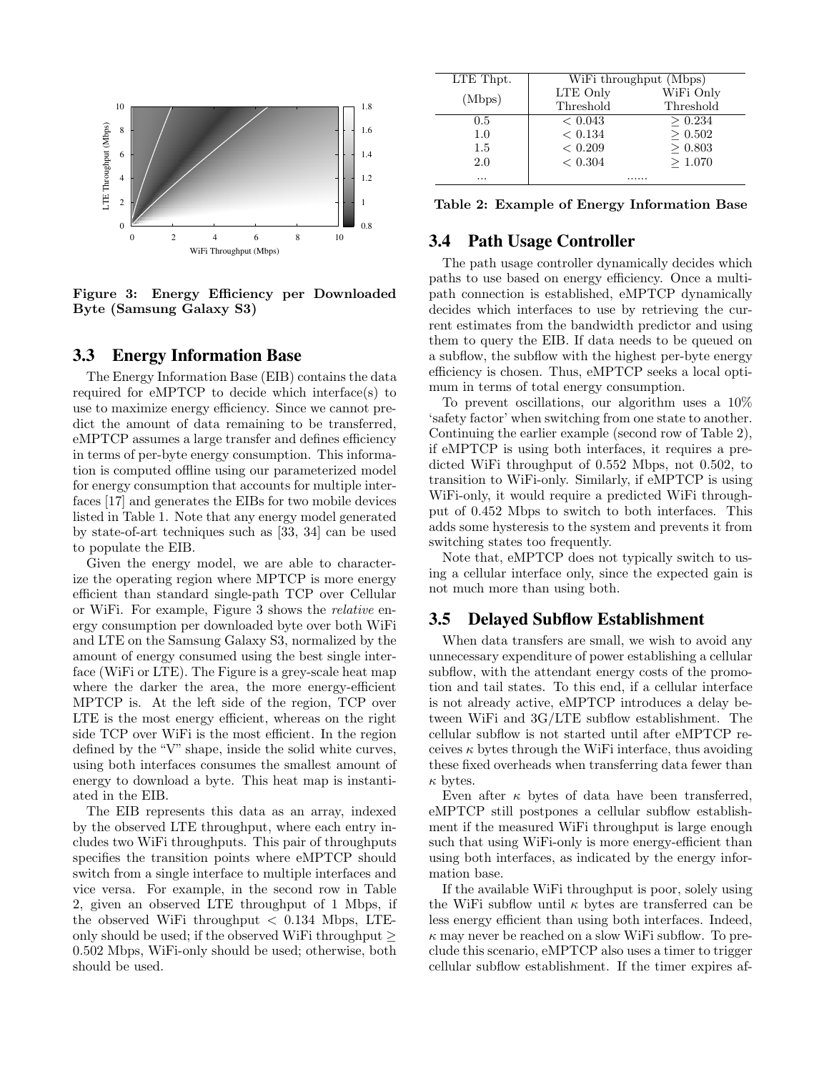Figure 3: Energy Efficiency per Downloaded Byte (Samsung Galaxy S3)

### 3.3 Energy Information Base

The Energy Information Base (EIB) contains the data required for eMPTCP to decide which interface(s) to use to maximize energy efficiency. Since we cannot predict the amount of data remaining to be transferred, eMPTCP assumes a large transfer and defines efficiency in terms of per-byte energy consumption. This information is computed offline using our parameterized model for energy consumption that accounts for multiple interfaces [17] and generates the EIBs for two mobile devices listed in Table 1. Note that any energy model generated by state-of-art techniques such as [33, 34] can be used to populate the EIB.

Given the energy model, we are able to characterize the operating region where MPTCP is more energy efficient than standard single-path TCP over Cellular or WiFi. For example, Figure 3 shows the *relative* energy consumption per downloaded byte over both WiFi and LTE on the Samsung Galaxy S3, normalized by the amount of energy consumed using the best single interface (WiFi or LTE). The Figure is a grey-scale heat map where the darker the area, the more energy-efficient MPTCP is. At the left side of the region, TCP over LTE is the most energy efficient, whereas on the right side TCP over WiFi is the most efficient. In the region defined by the "V" shape, inside the solid white curves, using both interfaces consumes the smallest amount of energy to download a byte. This heat map is instantiated in the EIB.

The EIB represents this data as an array, indexed by the observed LTE throughput, where each entry includes two WiFi throughputs. This pair of throughputs specifies the transition points where eMPTCP should switch from a single interface to multiple interfaces and vice versa. For example, in the second row in Table 2, given an observed LTE throughput of 1 Mbps, if the observed WiFi throughput $< 0.134$ Mbps, LTE-only should be used; if the observed WiFi throughput $\geq$ 0.502 Mbps, WiFi-only should be used; otherwise, both should be used.

| LTE Thpt. (Mbps) | WiFi throughput (Mbps) | |
|---|---|---|
| | LTE Only Threshold | WiFi Only Threshold |
| 0.5 | $< 0.043$ | $\geq 0.234$ |
| 1.0 | $< 0.134$ | $\geq 0.502$ |
| 1.5 | $< 0.209$ | $\geq 0.803$ |
| 2.0 | $< 0.304$ | $\geq 1.070$ |
| ... | ...... | |

Table 2: Example of Energy Information Base

### 3.4 Path Usage Controller

The path usage controller dynamically decides which paths to use based on energy efficiency. Once a multipath connection is established, eMPTCP dynamically decides which interfaces to use by retrieving the current estimates from the bandwidth predictor and using them to query the EIB. If data needs to be queued on a subflow, the subflow with the highest per-byte energy efficiency is chosen. Thus, eMPTCP seeks a local optimum in terms of total energy consumption.

To prevent oscillations, our algorithm uses a 10% 'safety factor' when switching from one state to another. Continuing the earlier example (second row of Table 2), if eMPTCP is using both interfaces, it requires a predicted WiFi throughput of 0.552 Mbps, not 0.502, to transition to WiFi-only. Similarly, if eMPTCP is using WiFi-only, it would require a predicted WiFi throughput of 0.452 Mbps to switch to both interfaces. This adds some hysteresis to the system and prevents it from switching states too frequently.

Note that, eMPTCP does not typically switch to using a cellular interface only, since the expected gain is not much more than using both.

### 3.5 Delayed Subflow Establishment

When data transfers are small, we wish to avoid any unnecessary expenditure of power establishing a cellular subflow, with the attendant energy costs of the promotion and tail states. To this end, if a cellular interface is not already active, eMPTCP introduces a delay between WiFi and 3G/LTE subflow establishment. The cellular subflow is not started until after eMPTCP receives $\kappa$ bytes through the WiFi interface, thus avoiding these fixed overheads when transferring data fewer than $\kappa$ bytes.

Even after $\kappa$ bytes of data have been transferred, eMPTCP still postpones a cellular subflow establishment if the measured WiFi throughput is large enough such that using WiFi-only is more energy-efficient than using both interfaces, as indicated by the energy information base.

If the available WiFi throughput is poor, solely using the WiFi subflow until $\kappa$ bytes are transferred can be less energy efficient than using both interfaces. Indeed, $\kappa$ may never be reached on a slow WiFi subflow. To preclude this scenario, eMPTCP also uses a timer to trigger cellular subflow establishment. If the timer expires af-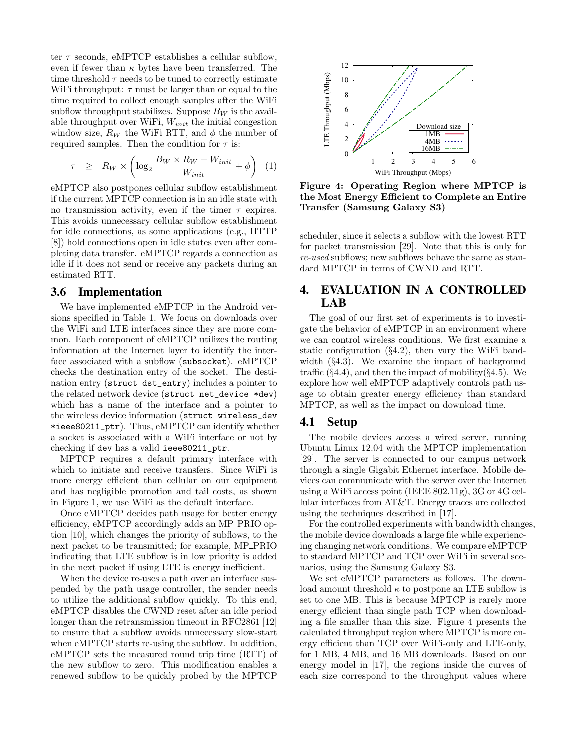ter $\tau$ seconds, eMPTCP establishes a cellular subflow, even if fewer than $\kappa$ bytes have been transferred. The time threshold $\tau$ needs to be tuned to correctly estimate WiFi throughput: $\tau$ must be larger than or equal to the time required to collect enough samples after the WiFi subflow throughput stabilizes. Suppose $B_W$ is the available throughput over WiFi, $W_{init}$ the initial congestion window size, $R_W$ the WiFi RTT, and $\phi$ the number of required samples. Then the condition for $\tau$ is:

$$\tau \geq R_W \times \left( \log_2 \frac{B_W \times R_W + W_{init}}{W_{init}} + \phi \right) \quad (1)$$

eMPTCP also postpones cellular subflow establishment if the current MPTCP connection is in an idle state with no transmission activity, even if the timer $\tau$ expires. This avoids unnecessary cellular subflow establishment for idle connections, as some applications (e.g., HTTP [8]) hold connections open in idle states even after completing data transfer. eMPTCP regards a connection as idle if it does not send or receive any packets during an estimated RTT.

### 3.6 Implementation

We have implemented eMPTCP in the Android versions specified in Table 1. We focus on downloads over the WiFi and LTE interfaces since they are more common. Each component of eMPTCP utilizes the routing information at the Internet layer to identify the interface associated with a subflow (`subsocket`). eMPTCP checks the destination entry of the socket. The destination entry (`struct dst_entry`) includes a pointer to the related network device (`struct net_device *dev`) which has a name of the interface and a pointer to the wireless device information (`struct wireless_dev *ieee80211_ptr`). Thus, eMPTCP can identify whether a socket is associated with a WiFi interface or not by checking if `dev` has a valid `ieee80211_ptr`.

MPTCP requires a default primary interface with which to initiate and receive transfers. Since WiFi is more energy efficient than cellular on our equipment and has negligible promotion and tail costs, as shown in Figure 1, we use WiFi as the default interface.

Once eMPTCP decides path usage for better energy efficiency, eMPTCP accordingly adds an MP_PRIO option [10], which changes the priority of subflows, to the next packet to be transmitted; for example, MP_PRIO indicating that LTE subflow is in low priority is added in the next packet if using LTE is energy inefficient.

When the device re-uses a path over an interface suspended by the path usage controller, the sender needs to utilize the additional subflow quickly. To this end, eMPTCP disables the CWND reset after an idle period longer than the retransmission timeout in RFC2861 [12] to ensure that a subflow avoids unnecessary slow-start when eMPTCP starts re-using the subflow. In addition, eMPTCP sets the measured round trip time (RTT) of the new subflow to zero. This modification enables a renewed subflow to be quickly probed by the MPTCP scheduler, since it selects a subflow with the lowest RTT for packet transmission [29]. Note that this is only for *re-used* subflows; new subflows behave the same as standard MPTCP in terms of CWND and RTT.

**Figure 4: Operating Region where MPTCP is the Most Energy Efficient to Complete an Entire Transfer (Samsung Galaxy S3)**

## 4. EVALUATION IN A CONTROLLED LAB

The goal of our first set of experiments is to investigate the behavior of eMPTCP in an environment where we can control wireless conditions. We first examine a static configuration (§4.2), then vary the WiFi bandwidth (§4.3). We examine the impact of background traffic (§4.4), and then the impact of mobility(§4.5). We explore how well eMPTCP adaptively controls path usage to obtain greater energy efficiency than standard MPTCP, as well as the impact on download time.

### 4.1 Setup

The mobile devices access a wired server, running Ubuntu Linux 12.04 with the MPTCP implementation [29]. The server is connected to our campus network through a single Gigabit Ethernet interface. Mobile devices can communicate with the server over the Internet using a WiFi access point (IEEE 802.11g), 3G or 4G cellular interfaces from AT&T. Energy traces are collected using the techniques described in [17].

For the controlled experiments with bandwidth changes, the mobile device downloads a large file while experiencing changing network conditions. We compare eMPTCP to standard MPTCP and TCP over WiFi in several scenarios, using the Samsung Galaxy S3.

We set eMPTCP parameters as follows. The download amount threshold $\kappa$ to postpone an LTE subflow is set to one MB. This is because MPTCP is rarely more energy efficient than single path TCP when downloading a file smaller than this size. Figure 4 presents the calculated throughput region where MPTCP is more energy efficient than TCP over WiFi-only and LTE-only, for 1 MB, 4 MB, and 16 MB downloads. Based on our energy model in [17], the regions inside the curves of each size correspond to the throughput values where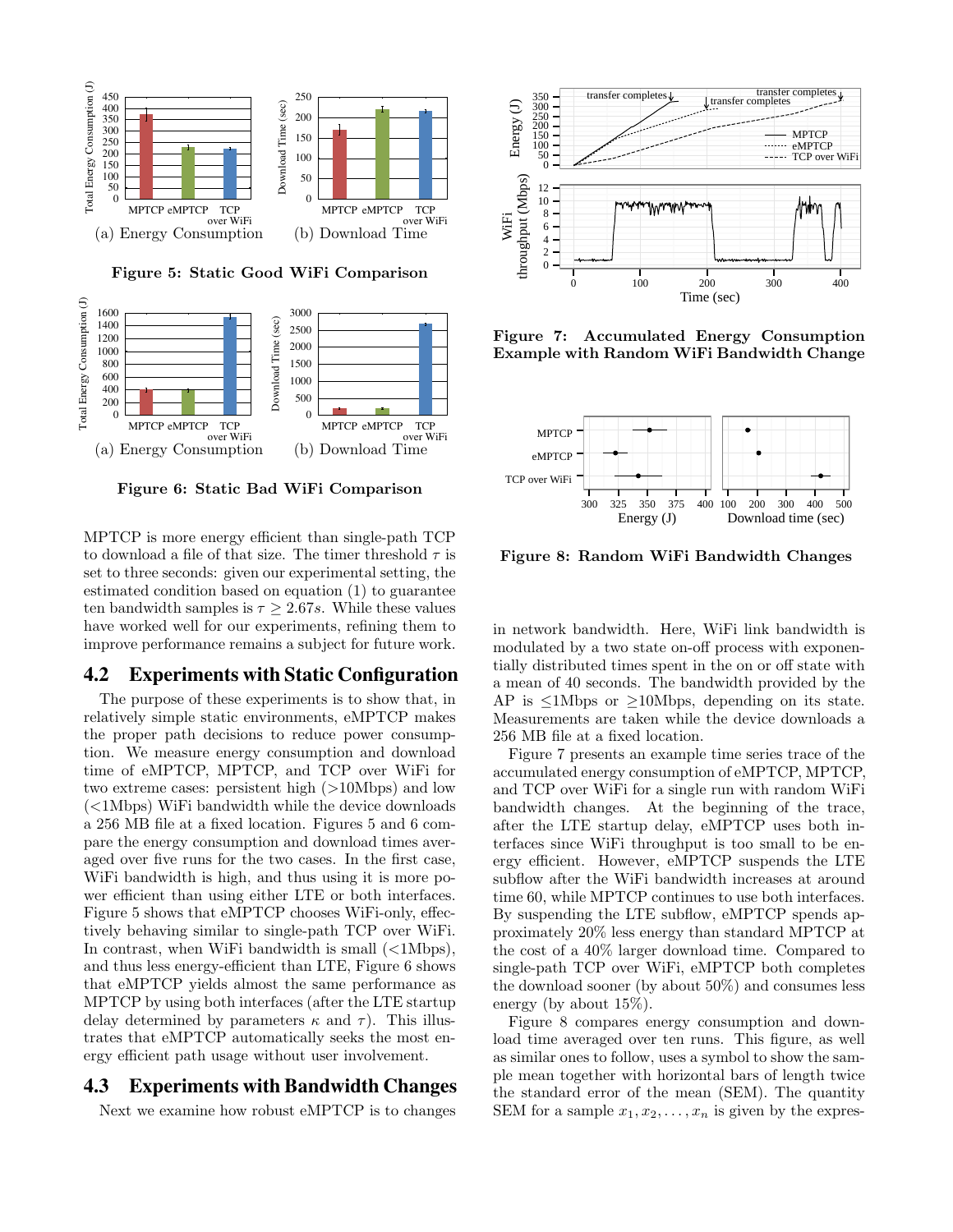Figure 5: Static Good WiFi Comparison

(a) Energy Consumption (b) Download Time

Figure 6: Static Bad WiFi Comparison

(a) Energy Consumption (b) Download Time

MPTCP is more energy efficient than single-path TCP to download a file of that size. The timer threshold $\tau$ is set to three seconds: given our experimental setting, the estimated condition based on equation (1) to guarantee ten bandwidth samples is $\tau \geq 2.67s$. While these values have worked well for our experiments, refining them to improve performance remains a subject for future work.

## 4.2 Experiments with Static Configuration

The purpose of these experiments is to show that, in relatively simple static environments, eMPTCP makes the proper path decisions to reduce power consumption. We measure energy consumption and download time of eMPTCP, MPTCP, and TCP over WiFi for two extreme cases: persistent high (>10Mbps) and low (<1Mbps) WiFi bandwidth while the device downloads a 256 MB file at a fixed location. Figures 5 and 6 compare the energy consumption and download times averaged over five runs for the two cases. In the first case, WiFi bandwidth is high, and thus using it is more power efficient than using either LTE or both interfaces. Figure 5 shows that eMPTCP chooses WiFi-only, effectively behaving similar to single-path TCP over WiFi. In contrast, when WiFi bandwidth is small (<1Mbps), and thus less energy-efficient than LTE, Figure 6 shows that eMPTCP yields almost the same performance as MPTCP by using both interfaces (after the LTE startup delay determined by parameters $\kappa$ and $\tau$). This illustrates that eMPTCP automatically seeks the most energy efficient path usage without user involvement.

## 4.3 Experiments with Bandwidth Changes

Next we examine how robust eMPTCP is to changes in network bandwidth. Here, WiFi link bandwidth is modulated by a two state on-off process with exponentially distributed times spent in the on or off state with a mean of 40 seconds. The bandwidth provided by the AP is ≤1Mbps or ≥10Mbps, depending on its state. Measurements are taken while the device downloads a 256 MB file at a fixed location.

Figure 7: Accumulated Energy Consumption Example with Random WiFi Bandwidth Change

Figure 8: Random WiFi Bandwidth Changes

Figure 7 presents an example time series trace of the accumulated energy consumption of eMPTCP, MPTCP, and TCP over WiFi for a single run with random WiFi bandwidth changes. At the beginning of the trace, after the LTE startup delay, eMPTCP uses both interfaces since WiFi throughput is too small to be energy efficient. However, eMPTCP suspends the LTE subflow after the WiFi bandwidth increases at around time 60, while MPTCP continues to use both interfaces. By suspending the LTE subflow, eMPTCP spends approximately 20% less energy than standard MPTCP at the cost of a 40% larger download time. Compared to single-path TCP over WiFi, eMPTCP both completes the download sooner (by about 50%) and consumes less energy (by about 15%).

Figure 8 compares energy consumption and download time averaged over ten runs. This figure, as well as similar ones to follow, uses a symbol to show the sample mean together with horizontal bars of length twice the standard error of the mean (SEM). The quantity SEM for a sample $x_1, x_2, \ldots, x_n$ is given by the expres-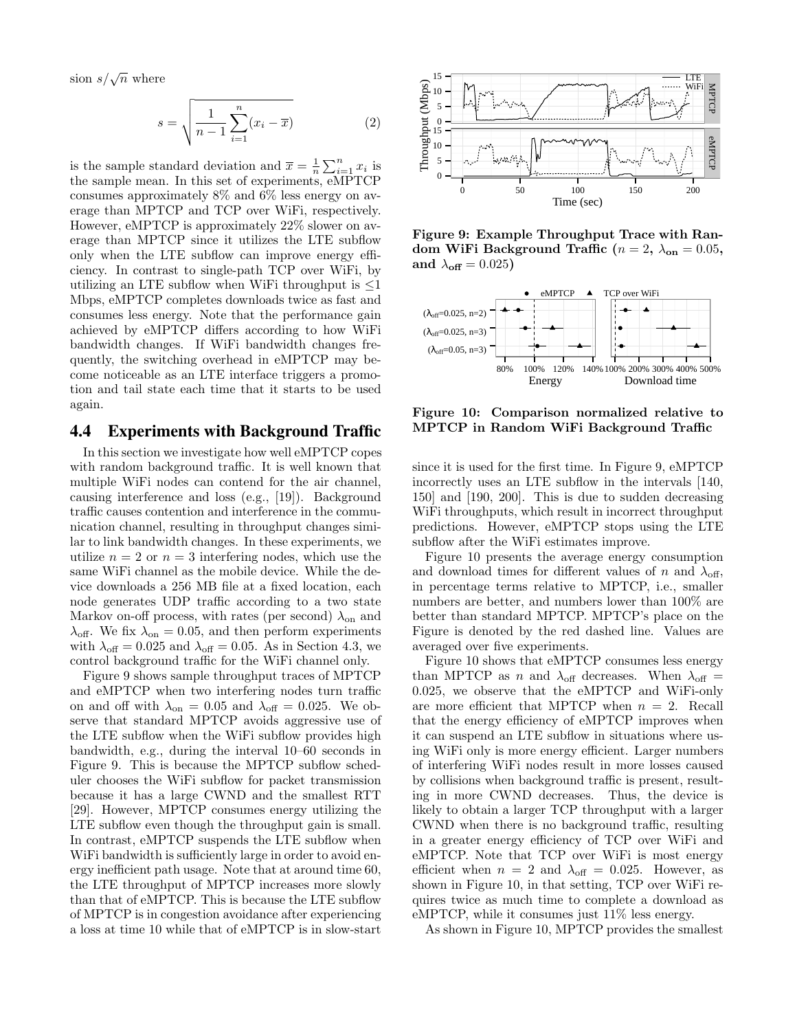sion $s/\sqrt{n}$ where

$$s = \sqrt{\frac{1}{n-1}\sum_{i=1}^{n}(x_i - \overline{x})} \qquad (2)$$

is the sample standard deviation and $\overline{x} = \frac{1}{n}\sum_{i=1}^{n} x_i$ is the sample mean. In this set of experiments, eMPTCP consumes approximately 8% and 6% less energy on average than MPTCP and TCP over WiFi, respectively. However, eMPTCP is approximately 22% slower on average than MPTCP since it utilizes the LTE subflow only when the LTE subflow can improve energy efficiency. In contrast to single-path TCP over WiFi, by utilizing an LTE subflow when WiFi throughput is $\leq$1 Mbps, eMPTCP completes downloads twice as fast and consumes less energy. Note that the performance gain achieved by eMPTCP differs according to how WiFi bandwidth changes. If WiFi bandwidth changes frequently, the switching overhead in eMPTCP may become noticeable as an LTE interface triggers a promotion and tail state each time that it starts to be used again.

## 4.4 Experiments with Background Traffic

In this section we investigate how well eMPTCP copes with random background traffic. It is well known that multiple WiFi nodes can contend for the air channel, causing interference and loss (e.g., [19]). Background traffic causes contention and interference in the communication channel, resulting in throughput changes similar to link bandwidth changes. In these experiments, we utilize $n = 2$ or $n = 3$ interfering nodes, which use the same WiFi channel as the mobile device. While the device downloads a 256 MB file at a fixed location, each node generates UDP traffic according to a two state Markov on-off process, with rates (per second) $\lambda_{\text{on}}$ and $\lambda_{\text{off}}$. We fix $\lambda_{\text{on}} = 0.05$, and then perform experiments with $\lambda_{\text{off}} = 0.025$ and $\lambda_{\text{off}} = 0.05$. As in Section 4.3, we control background traffic for the WiFi channel only.

Figure 9 shows sample throughput traces of MPTCP and eMPTCP when two interfering nodes turn traffic on and off with $\lambda_{\text{on}} = 0.05$ and $\lambda_{\text{off}} = 0.025$. We observe that standard MPTCP avoids aggressive use of the LTE subflow when the WiFi subflow provides high bandwidth, e.g., during the interval 10–60 seconds in Figure 9. This is because the MPTCP subflow scheduler chooses the WiFi subflow for packet transmission because it has a large CWND and the smallest RTT [29]. However, MPTCP consumes energy utilizing the LTE subflow even though the throughput gain is small. In contrast, eMPTCP suspends the LTE subflow when WiFi bandwidth is sufficiently large in order to avoid energy inefficient path usage. Note that at around time 60, the LTE throughput of MPTCP increases more slowly than that of eMPTCP. This is because the LTE subflow of MPTCP is in congestion avoidance after experiencing a loss at time 10 while that of eMPTCP is in slow-start since it is used for the first time. In Figure 9, eMPTCP incorrectly uses an LTE subflow in the intervals [140, 150] and [190, 200]. This is due to sudden decreasing WiFi throughputs, which result in incorrect throughput predictions. However, eMPTCP stops using the LTE subflow after the WiFi estimates improve.

**Figure 9: Example Throughput Trace with Random WiFi Background Traffic ($n = 2$, $\lambda_{\text{on}} = 0.05$, and $\lambda_{\text{off}} = 0.025$)**

**Figure 10: Comparison normalized relative to MPTCP in Random WiFi Background Traffic**

Figure 10 presents the average energy consumption and download times for different values of $n$ and $\lambda_{\text{off}}$, in percentage terms relative to MPTCP, i.e., smaller numbers are better, and numbers lower than 100% are better than standard MPTCP. MPTCP's place on the Figure is denoted by the red dashed line. Values are averaged over five experiments.

Figure 10 shows that eMPTCP consumes less energy than MPTCP as $n$ and $\lambda_{\text{off}}$ decreases. When $\lambda_{\text{off}} = 0.025$, we observe that the eMPTCP and WiFi-only are more efficient that MPTCP when $n = 2$. Recall that the energy efficiency of eMPTCP improves when it can suspend an LTE subflow in situations where using WiFi only is more energy efficient. Larger numbers of interfering WiFi nodes result in more losses caused by collisions when background traffic is present, resulting in more CWND decreases. Thus, the device is likely to obtain a larger TCP throughput with a larger CWND when there is no background traffic, resulting in a greater energy efficiency of TCP over WiFi and eMPTCP. Note that TCP over WiFi is most energy efficient when $n = 2$ and $\lambda_{\text{off}} = 0.025$. However, as shown in Figure 10, in that setting, TCP over WiFi requires twice as much time to complete a download as eMPTCP, while it consumes just 11% less energy.

As shown in Figure 10, MPTCP provides the smallest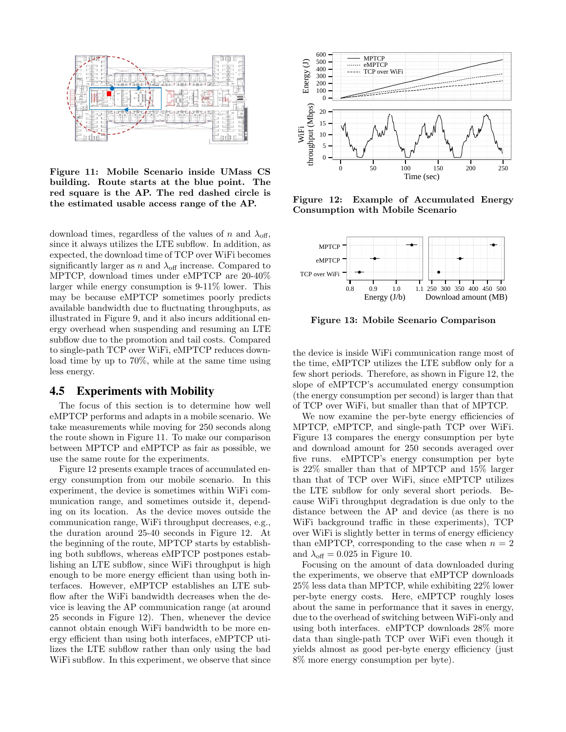Figure 11: Mobile Scenario inside UMass CS building. Route starts at the blue point. The red square is the AP. The red dashed circle is the estimated usable access range of the AP.

download times, regardless of the values of $n$ and $\lambda_{\text{off}}$, since it always utilizes the LTE subflow. In addition, as expected, the download time of TCP over WiFi becomes significantly larger as $n$ and $\lambda_{\text{off}}$ increase. Compared to MPTCP, download times under eMPTCP are 20-40% larger while energy consumption is 9-11% lower. This may be because eMPTCP sometimes poorly predicts available bandwidth due to fluctuating throughputs, as illustrated in Figure 9, and it also incurs additional energy overhead when suspending and resuming an LTE subflow due to the promotion and tail costs. Compared to single-path TCP over WiFi, eMPTCP reduces download time by up to 70%, while at the same time using less energy.

## 4.5 Experiments with Mobility

The focus of this section is to determine how well eMPTCP performs and adapts in a mobile scenario. We take measurements while moving for 250 seconds along the route shown in Figure 11. To make our comparison between MPTCP and eMPTCP as fair as possible, we use the same route for the experiments.

Figure 12 presents example traces of accumulated energy consumption from our mobile scenario. In this experiment, the device is sometimes within WiFi communication range, and sometimes outside it, depending on its location. As the device moves outside the communication range, WiFi throughput decreases, e.g., the duration around 25-40 seconds in Figure 12. At the beginning of the route, MPTCP starts by establishing both subflows, whereas eMPTCP postpones establishing an LTE subflow, since WiFi throughput is high enough to be more energy efficient than using both interfaces. However, eMPTCP establishes an LTE subflow after the WiFi bandwidth decreases when the device is leaving the AP communication range (at around 25 seconds in Figure 12). Then, whenever the device cannot obtain enough WiFi bandwidth to be more energy efficient than using both interfaces, eMPTCP utilizes the LTE subflow rather than only using the bad WiFi subflow. In this experiment, we observe that since the device is inside WiFi communication range most of the time, eMPTCP utilizes the LTE subflow only for a few short periods. Therefore, as shown in Figure 12, the slope of eMPTCP's accumulated energy consumption (the energy consumption per second) is larger than that of TCP over WiFi, but smaller than that of MPTCP.

Figure 12: Example of Accumulated Energy Consumption with Mobile Scenario

Figure 13: Mobile Scenario Comparison

We now examine the per-byte energy efficiencies of MPTCP, eMPTCP, and single-path TCP over WiFi. Figure 13 compares the energy consumption per byte and download amount for 250 seconds averaged over five runs. eMPTCP's energy consumption per byte is 22% smaller than that of MPTCP and 15% larger than that of TCP over WiFi, since eMPTCP utilizes the LTE subflow for only several short periods. Because WiFi throughput degradation is due only to the distance between the AP and device (as there is no WiFi background traffic in these experiments), TCP over WiFi is slightly better in terms of energy efficiency than eMPTCP, corresponding to the case when $n = 2$ and $\lambda_{\text{off}} = 0.025$ in Figure 10.

Focusing on the amount of data downloaded during the experiments, we observe that eMPTCP downloads 25% less data than MPTCP, while exhibiting 22% lower per-byte energy costs. Here, eMPTCP roughly loses about the same in performance that it saves in energy, due to the overhead of switching between WiFi-only and using both interfaces. eMPTCP downloads 28% more data than single-path TCP over WiFi even though it yields almost as good per-byte energy efficiency (just 8% more energy consumption per byte).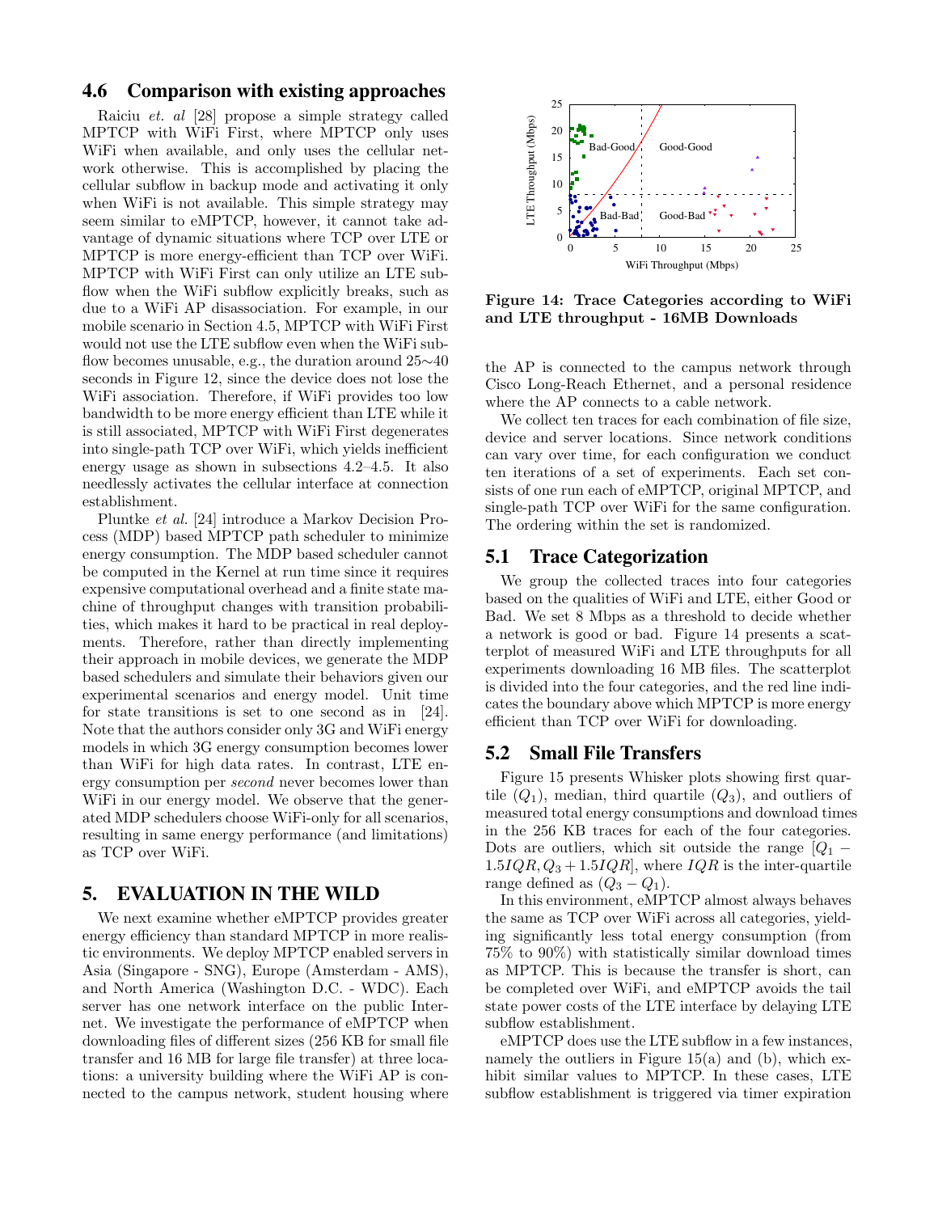## 4.6 Comparison with existing approaches

Raiciu *et. al* [28] propose a simple strategy called MPTCP with WiFi First, where MPTCP only uses WiFi when available, and only uses the cellular network otherwise. This is accomplished by placing the cellular subflow in backup mode and activating it only when WiFi is not available. This simple strategy may seem similar to eMPTCP, however, it cannot take advantage of dynamic situations where TCP over LTE or MPTCP is more energy-efficient than TCP over WiFi. MPTCP with WiFi First can only utilize an LTE subflow when the WiFi subflow explicitly breaks, such as due to a WiFi AP disassociation. For example, in our mobile scenario in Section 4.5, MPTCP with WiFi First would not use the LTE subflow even when the WiFi subflow becomes unusable, e.g., the duration around 25∼40 seconds in Figure 12, since the device does not lose the WiFi association. Therefore, if WiFi provides too low bandwidth to be more energy efficient than LTE while it is still associated, MPTCP with WiFi First degenerates into single-path TCP over WiFi, which yields inefficient energy usage as shown in subsections 4.2–4.5. It also needlessly activates the cellular interface at connection establishment.

Pluntke *et al.* [24] introduce a Markov Decision Process (MDP) based MPTCP path scheduler to minimize energy consumption. The MDP based scheduler cannot be computed in the Kernel at run time since it requires expensive computational overhead and a finite state machine of throughput changes with transition probabilities, which makes it hard to be practical in real deployments. Therefore, rather than directly implementing their approach in mobile devices, we generate the MDP based schedulers and simulate their behaviors given our experimental scenarios and energy model. Unit time for state transitions is set to one second as in [24]. Note that the authors consider only 3G and WiFi energy models in which 3G energy consumption becomes lower than WiFi for high data rates. In contrast, LTE energy consumption per *second* never becomes lower than WiFi in our energy model. We observe that the generated MDP schedulers choose WiFi-only for all scenarios, resulting in same energy performance (and limitations) as TCP over WiFi.

# 5. EVALUATION IN THE WILD

We next examine whether eMPTCP provides greater energy efficiency than standard MPTCP in more realistic environments. We deploy MPTCP enabled servers in Asia (Singapore - SNG), Europe (Amsterdam - AMS), and North America (Washington D.C. - WDC). Each server has one network interface on the public Internet. We investigate the performance of eMPTCP when downloading files of different sizes (256 KB for small file transfer and 16 MB for large file transfer) at three locations: a university building where the WiFi AP is connected to the campus network, student housing where the AP is connected to the campus network through Cisco Long-Reach Ethernet, and a personal residence where the AP connects to a cable network.

We collect ten traces for each combination of file size, device and server locations. Since network conditions can vary over time, for each configuration we conduct ten iterations of a set of experiments. Each set consists of one run each of eMPTCP, original MPTCP, and single-path TCP over WiFi for the same configuration. The ordering within the set is randomized.

**Figure 14: Trace Categories according to WiFi and LTE throughput - 16MB Downloads**

## 5.1 Trace Categorization

We group the collected traces into four categories based on the qualities of WiFi and LTE, either Good or Bad. We set 8 Mbps as a threshold to decide whether a network is good or bad. Figure 14 presents a scatterplot of measured WiFi and LTE throughputs for all experiments downloading 16 MB files. The scatterplot is divided into the four categories, and the red line indicates the boundary above which MPTCP is more energy efficient than TCP over WiFi for downloading.

## 5.2 Small File Transfers

Figure 15 presents Whisker plots showing first quartile ($Q_1$), median, third quartile ($Q_3$), and outliers of measured total energy consumptions and download times in the 256 KB traces for each of the four categories. Dots are outliers, which sit outside the range $[Q_1 - 1.5IQR, Q_3 + 1.5IQR]$, where $IQR$ is the inter-quartile range defined as $(Q_3 - Q_1)$.

In this environment, eMPTCP almost always behaves the same as TCP over WiFi across all categories, yielding significantly less total energy consumption (from 75% to 90%) with statistically similar download times as MPTCP. This is because the transfer is short, can be completed over WiFi, and eMPTCP avoids the tail state power costs of the LTE interface by delaying LTE subflow establishment.

eMPTCP does use the LTE subflow in a few instances, namely the outliers in Figure 15(a) and (b), which exhibit similar values to MPTCP. In these cases, LTE subflow establishment is triggered via timer expiration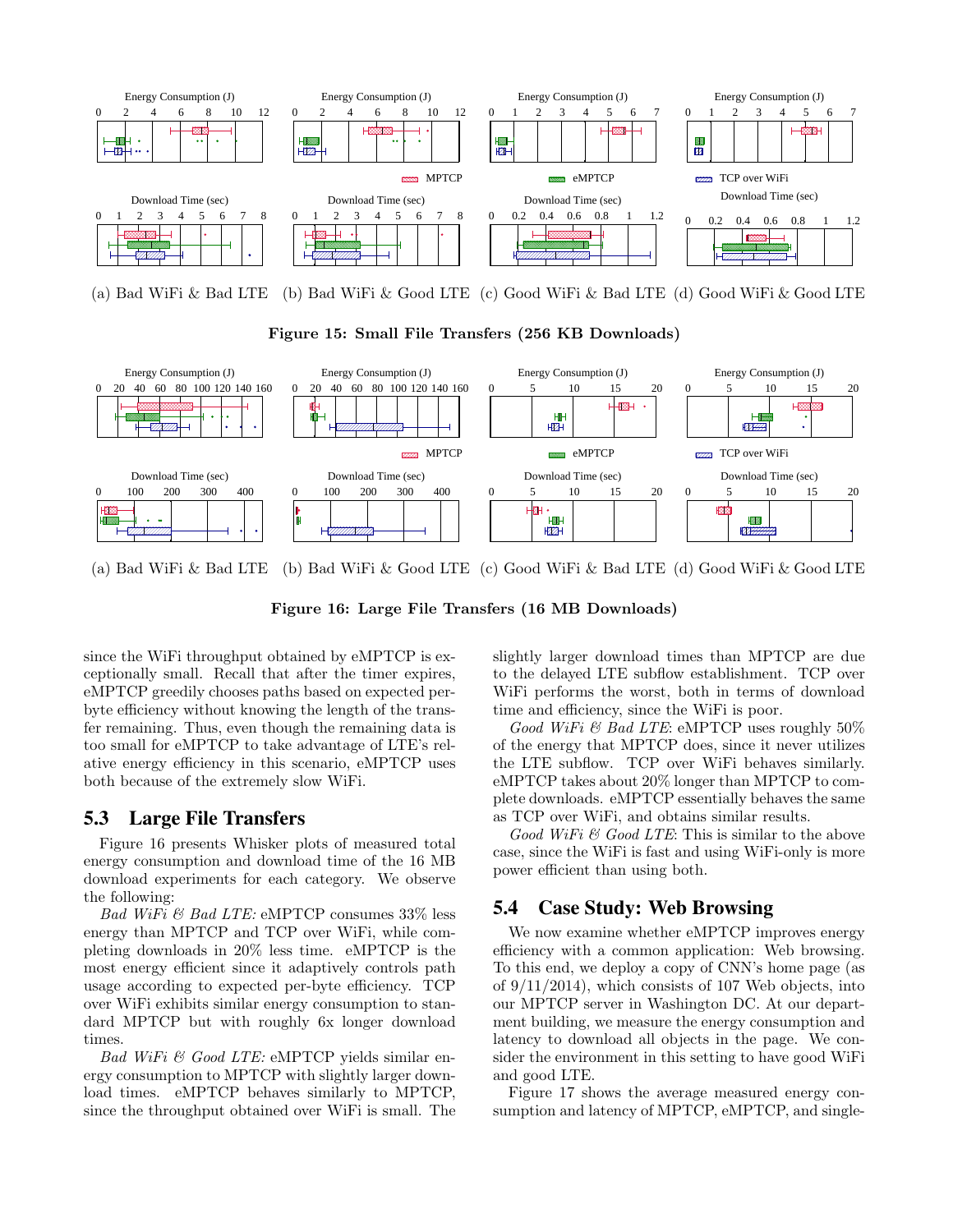(a) Bad WiFi & Bad LTE (b) Bad WiFi & Good LTE (c) Good WiFi & Bad LTE (d) Good WiFi & Good LTE

**Figure 15: Small File Transfers (256 KB Downloads)**

(a) Bad WiFi & Bad LTE (b) Bad WiFi & Good LTE (c) Good WiFi & Bad LTE (d) Good WiFi & Good LTE

**Figure 16: Large File Transfers (16 MB Downloads)**

since the WiFi throughput obtained by eMPTCP is exceptionally small. Recall that after the timer expires, eMPTCP greedily chooses paths based on expected per-byte efficiency without knowing the length of the transfer remaining. Thus, even though the remaining data is too small for eMPTCP to take advantage of LTE's relative energy efficiency in this scenario, eMPTCP uses both because of the extremely slow WiFi.

## 5.3 Large File Transfers

Figure 16 presents Whisker plots of measured total energy consumption and download time of the 16 MB download experiments for each category. We observe the following:

*Bad WiFi & Bad LTE:* eMPTCP consumes 33% less energy than MPTCP and TCP over WiFi, while completing downloads in 20% less time. eMPTCP is the most energy efficient since it adaptively controls path usage according to expected per-byte efficiency. TCP over WiFi exhibits similar energy consumption to standard MPTCP but with roughly 6x longer download times.

*Bad WiFi & Good LTE:* eMPTCP yields similar energy consumption to MPTCP with slightly larger download times. eMPTCP behaves similarly to MPTCP, since the throughput obtained over WiFi is small. The slightly larger download times than MPTCP are due to the delayed LTE subflow establishment. TCP over WiFi performs the worst, both in terms of download time and efficiency, since the WiFi is poor.

*Good WiFi & Bad LTE*: eMPTCP uses roughly 50% of the energy that MPTCP does, since it never utilizes the LTE subflow. TCP over WiFi behaves similarly. eMPTCP takes about 20% longer than MPTCP to complete downloads. eMPTCP essentially behaves the same as TCP over WiFi, and obtains similar results.

*Good WiFi & Good LTE*: This is similar to the above case, since the WiFi is fast and using WiFi-only is more power efficient than using both.

## 5.4 Case Study: Web Browsing

We now examine whether eMPTCP improves energy efficiency with a common application: Web browsing. To this end, we deploy a copy of CNN's home page (as of 9/11/2014), which consists of 107 Web objects, into our MPTCP server in Washington DC. At our department building, we measure the energy consumption and latency to download all objects in the page. We consider the environment in this setting to have good WiFi and good LTE.

Figure 17 shows the average measured energy consumption and latency of MPTCP, eMPTCP, and single-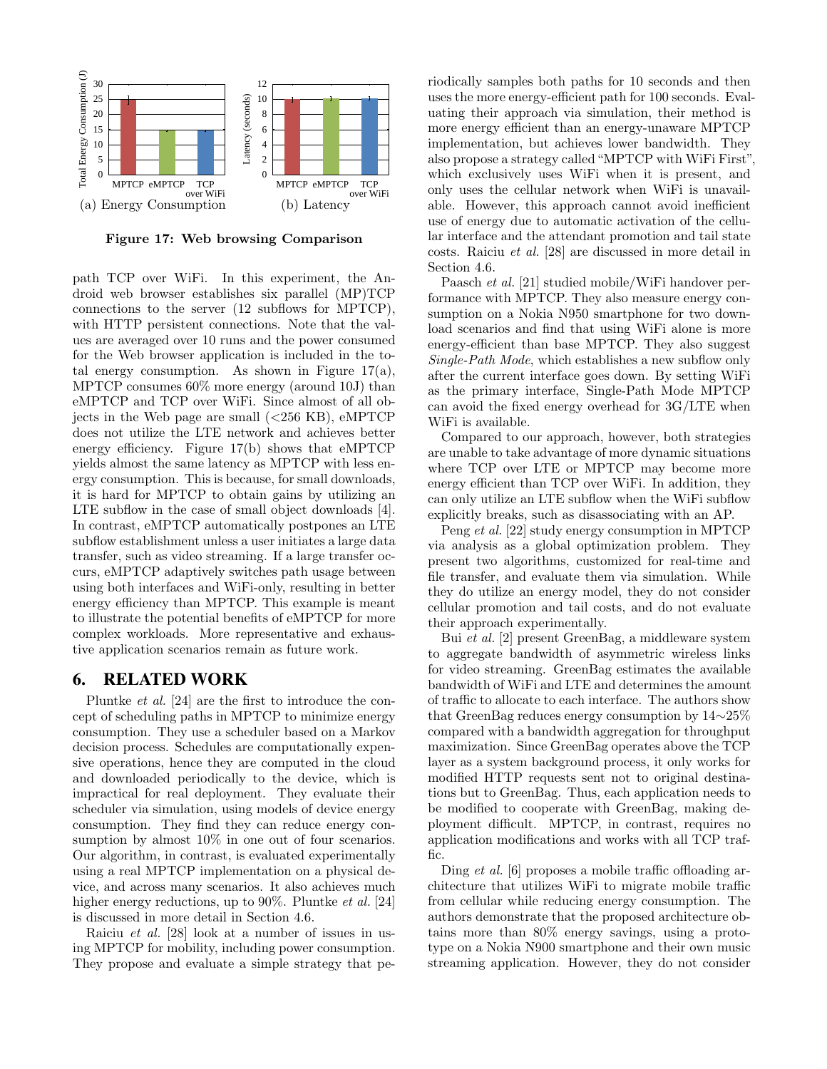(a) Energy Consumption (b) Latency

**Figure 17: Web browsing Comparison**

path TCP over WiFi. In this experiment, the Android web browser establishes six parallel (MP)TCP connections to the server (12 subflows for MPTCP), with HTTP persistent connections. Note that the values are averaged over 10 runs and the power consumed for the Web browser application is included in the total energy consumption. As shown in Figure 17(a), MPTCP consumes 60% more energy (around 10J) than eMPTCP and TCP over WiFi. Since almost of all objects in the Web page are small (<256 KB), eMPTCP does not utilize the LTE network and achieves better energy efficiency. Figure 17(b) shows that eMPTCP yields almost the same latency as MPTCP with less energy consumption. This is because, for small downloads, it is hard for MPTCP to obtain gains by utilizing an LTE subflow in the case of small object downloads [4]. In contrast, eMPTCP automatically postpones an LTE subflow establishment unless a user initiates a large data transfer, such as video streaming. If a large transfer occurs, eMPTCP adaptively switches path usage between using both interfaces and WiFi-only, resulting in better energy efficiency than MPTCP. This example is meant to illustrate the potential benefits of eMPTCP for more complex workloads. More representative and exhaustive application scenarios remain as future work.

# 6. RELATED WORK

Pluntke *et al.* [24] are the first to introduce the concept of scheduling paths in MPTCP to minimize energy consumption. They use a scheduler based on a Markov decision process. Schedules are computationally expensive operations, hence they are computed in the cloud and downloaded periodically to the device, which is impractical for real deployment. They evaluate their scheduler via simulation, using models of device energy consumption. They find they can reduce energy consumption by almost 10% in one out of four scenarios. Our algorithm, in contrast, is evaluated experimentally using a real MPTCP implementation on a physical device, and across many scenarios. It also achieves much higher energy reductions, up to 90%. Pluntke *et al.* [24] is discussed in more detail in Section 4.6.

Raiciu *et al.* [28] look at a number of issues in using MPTCP for mobility, including power consumption. They propose and evaluate a simple strategy that periodically samples both paths for 10 seconds and then uses the more energy-efficient path for 100 seconds. Evaluating their approach via simulation, their method is more energy efficient than an energy-unaware MPTCP implementation, but achieves lower bandwidth. They also propose a strategy called "MPTCP with WiFi First", which exclusively uses WiFi when it is present, and only uses the cellular network when WiFi is unavailable. However, this approach cannot avoid inefficient use of energy due to automatic activation of the cellular interface and the attendant promotion and tail state costs. Raiciu *et al.* [28] are discussed in more detail in Section 4.6.

Paasch *et al.* [21] studied mobile/WiFi handover performance with MPTCP. They also measure energy consumption on a Nokia N950 smartphone for two download scenarios and find that using WiFi alone is more energy-efficient than base MPTCP. They also suggest *Single-Path Mode*, which establishes a new subflow only after the current interface goes down. By setting WiFi as the primary interface, Single-Path Mode MPTCP can avoid the fixed energy overhead for 3G/LTE when WiFi is available.

Compared to our approach, however, both strategies are unable to take advantage of more dynamic situations where TCP over LTE or MPTCP may become more energy efficient than TCP over WiFi. In addition, they can only utilize an LTE subflow when the WiFi subflow explicitly breaks, such as disassociating with an AP.

Peng *et al.* [22] study energy consumption in MPTCP via analysis as a global optimization problem. They present two algorithms, customized for real-time and file transfer, and evaluate them via simulation. While they do utilize an energy model, they do not consider cellular promotion and tail costs, and do not evaluate their approach experimentally.

Bui *et al.* [2] present GreenBag, a middleware system to aggregate bandwidth of asymmetric wireless links for video streaming. GreenBag estimates the available bandwidth of WiFi and LTE and determines the amount of traffic to allocate to each interface. The authors show that GreenBag reduces energy consumption by 14∼25% compared with a bandwidth aggregation for throughput maximization. Since GreenBag operates above the TCP layer as a system background process, it only works for modified HTTP requests sent not to original destinations but to GreenBag. Thus, each application needs to be modified to cooperate with GreenBag, making deployment difficult. MPTCP, in contrast, requires no application modifications and works with all TCP traffic.

Ding *et al.* [6] proposes a mobile traffic offloading architecture that utilizes WiFi to migrate mobile traffic from cellular while reducing energy consumption. The authors demonstrate that the proposed architecture obtains more than 80% energy savings, using a prototype on a Nokia N900 smartphone and their own music streaming application. However, they do not consider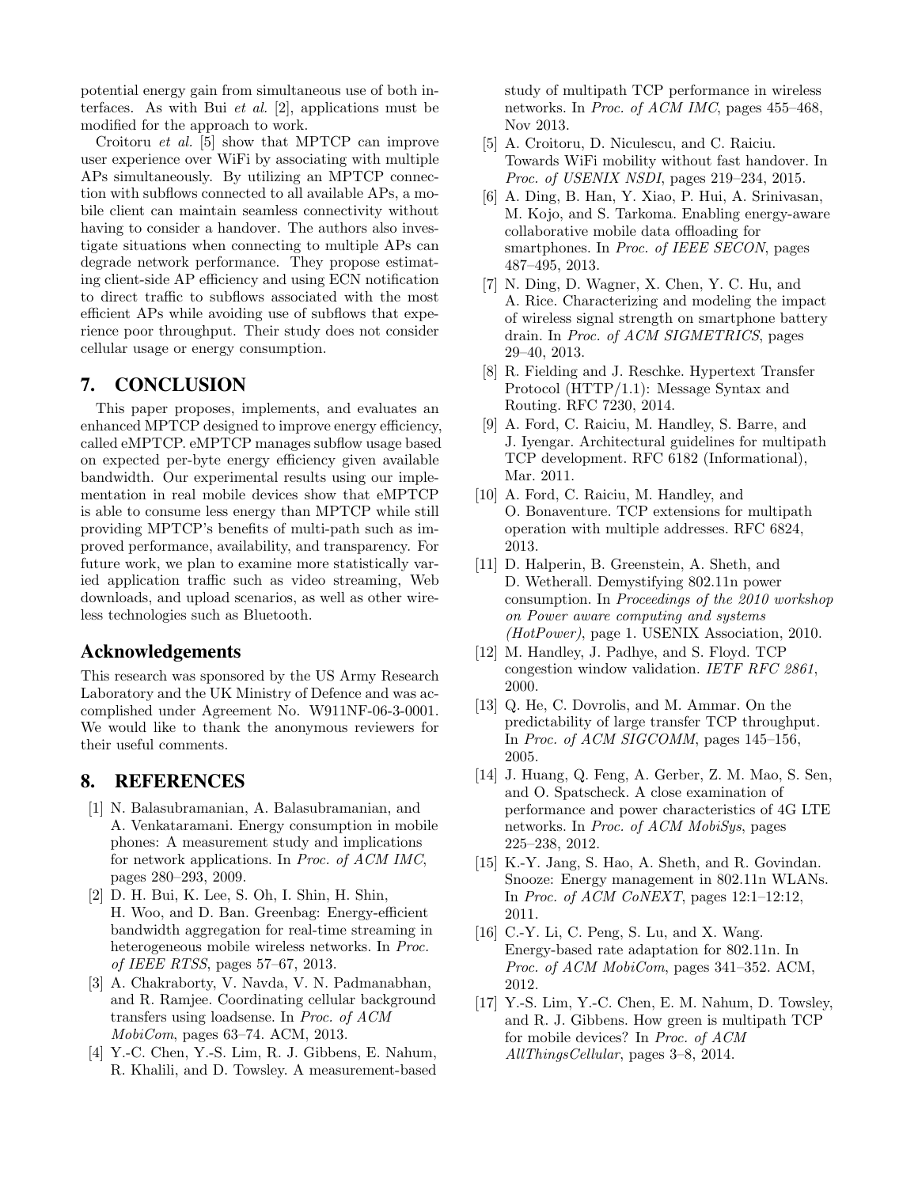potential energy gain from simultaneous use of both interfaces. As with Bui *et al.* [2], applications must be modified for the approach to work.

Croitoru *et al.* [5] show that MPTCP can improve user experience over WiFi by associating with multiple APs simultaneously. By utilizing an MPTCP connection with subflows connected to all available APs, a mobile client can maintain seamless connectivity without having to consider a handover. The authors also investigate situations when connecting to multiple APs can degrade network performance. They propose estimating client-side AP efficiency and using ECN notification to direct traffic to subflows associated with the most efficient APs while avoiding use of subflows that experience poor throughput. Their study does not consider cellular usage or energy consumption.

# 7. CONCLUSION

This paper proposes, implements, and evaluates an enhanced MPTCP designed to improve energy efficiency, called eMPTCP. eMPTCP manages subflow usage based on expected per-byte energy efficiency given available bandwidth. Our experimental results using our implementation in real mobile devices show that eMPTCP is able to consume less energy than MPTCP while still providing MPTCP's benefits of multi-path such as improved performance, availability, and transparency. For future work, we plan to examine more statistically varied application traffic such as video streaming, Web downloads, and upload scenarios, as well as other wireless technologies such as Bluetooth.

## Acknowledgements

This research was sponsored by the US Army Research Laboratory and the UK Ministry of Defence and was accomplished under Agreement No. W911NF-06-3-0001. We would like to thank the anonymous reviewers for their useful comments.

# 8. REFERENCES

[1] N. Balasubramanian, A. Balasubramanian, and A. Venkataramani. Energy consumption in mobile phones: A measurement study and implications for network applications. In *Proc. of ACM IMC*, pages 280–293, 2009.

[2] D. H. Bui, K. Lee, S. Oh, I. Shin, H. Shin, H. Woo, and D. Ban. Greenbag: Energy-efficient bandwidth aggregation for real-time streaming in heterogeneous mobile wireless networks. In *Proc. of IEEE RTSS*, pages 57–67, 2013.

[3] A. Chakraborty, V. Navda, V. N. Padmanabhan, and R. Ramjee. Coordinating cellular background transfers using loadsense. In *Proc. of ACM MobiCom*, pages 63–74. ACM, 2013.

[4] Y.-C. Chen, Y.-S. Lim, R. J. Gibbens, E. Nahum, R. Khalili, and D. Towsley. A measurement-based study of multipath TCP performance in wireless networks. In *Proc. of ACM IMC*, pages 455–468, Nov 2013.

[5] A. Croitoru, D. Niculescu, and C. Raiciu. Towards WiFi mobility without fast handover. In *Proc. of USENIX NSDI*, pages 219–234, 2015.

[6] A. Ding, B. Han, Y. Xiao, P. Hui, A. Srinivasan, M. Kojo, and S. Tarkoma. Enabling energy-aware collaborative mobile data offloading for smartphones. In *Proc. of IEEE SECON*, pages 487–495, 2013.

[7] N. Ding, D. Wagner, X. Chen, Y. C. Hu, and A. Rice. Characterizing and modeling the impact of wireless signal strength on smartphone battery drain. In *Proc. of ACM SIGMETRICS*, pages 29–40, 2013.

[8] R. Fielding and J. Reschke. Hypertext Transfer Protocol (HTTP/1.1): Message Syntax and Routing. RFC 7230, 2014.

[9] A. Ford, C. Raiciu, M. Handley, S. Barre, and J. Iyengar. Architectural guidelines for multipath TCP development. RFC 6182 (Informational), Mar. 2011.

[10] A. Ford, C. Raiciu, M. Handley, and O. Bonaventure. TCP extensions for multipath operation with multiple addresses. RFC 6824, 2013.

[11] D. Halperin, B. Greenstein, A. Sheth, and D. Wetherall. Demystifying 802.11n power consumption. In *Proceedings of the 2010 workshop on Power aware computing and systems (HotPower)*, page 1. USENIX Association, 2010.

[12] M. Handley, J. Padhye, and S. Floyd. TCP congestion window validation. *IETF RFC 2861*, 2000.

[13] Q. He, C. Dovrolis, and M. Ammar. On the predictability of large transfer TCP throughput. In *Proc. of ACM SIGCOMM*, pages 145–156, 2005.

[14] J. Huang, Q. Feng, A. Gerber, Z. M. Mao, S. Sen, and O. Spatscheck. A close examination of performance and power characteristics of 4G LTE networks. In *Proc. of ACM MobiSys*, pages 225–238, 2012.

[15] K.-Y. Jang, S. Hao, A. Sheth, and R. Govindan. Snooze: Energy management in 802.11n WLANs. In *Proc. of ACM CoNEXT*, pages 12:1–12:12, 2011.

[16] C.-Y. Li, C. Peng, S. Lu, and X. Wang. Energy-based rate adaptation for 802.11n. In *Proc. of ACM MobiCom*, pages 341–352. ACM, 2012.

[17] Y.-S. Lim, Y.-C. Chen, E. M. Nahum, D. Towsley, and R. J. Gibbens. How green is multipath TCP for mobile devices? In *Proc. of ACM AllThingsCellular*, pages 3–8, 2014.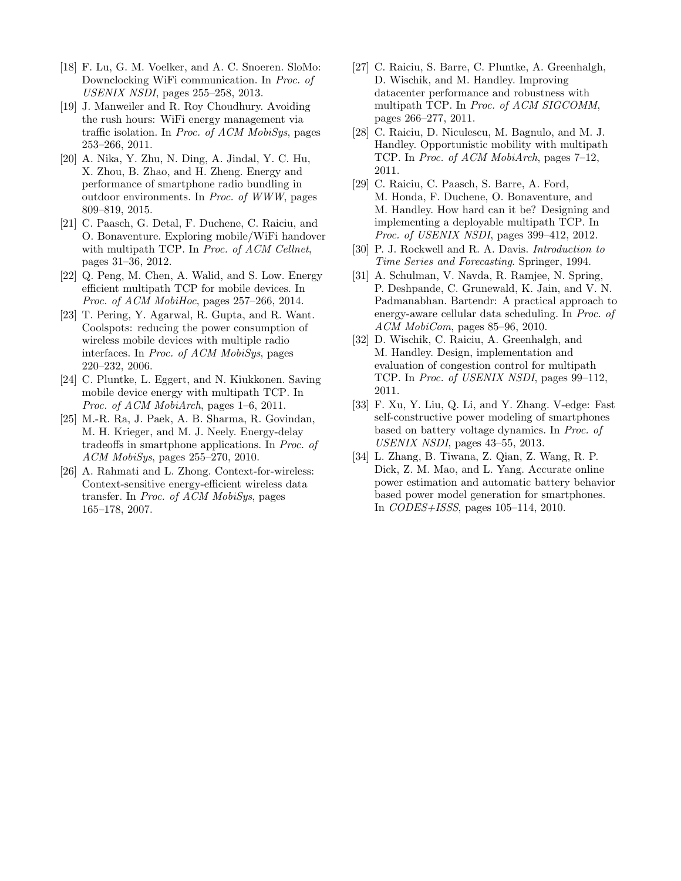[18] F. Lu, G. M. Voelker, and A. C. Snoeren. SloMo: Downclocking WiFi communication. In *Proc. of USENIX NSDI*, pages 255–258, 2013.

[19] J. Manweiler and R. Roy Choudhury. Avoiding the rush hours: WiFi energy management via traffic isolation. In *Proc. of ACM MobiSys*, pages 253–266, 2011.

[20] A. Nika, Y. Zhu, N. Ding, A. Jindal, Y. C. Hu, X. Zhou, B. Zhao, and H. Zheng. Energy and performance of smartphone radio bundling in outdoor environments. In *Proc. of WWW*, pages 809–819, 2015.

[21] C. Paasch, G. Detal, F. Duchene, C. Raiciu, and O. Bonaventure. Exploring mobile/WiFi handover with multipath TCP. In *Proc. of ACM Cellnet*, pages 31–36, 2012.

[22] Q. Peng, M. Chen, A. Walid, and S. Low. Energy efficient multipath TCP for mobile devices. In *Proc. of ACM MobiHoc*, pages 257–266, 2014.

[23] T. Pering, Y. Agarwal, R. Gupta, and R. Want. Coolspots: reducing the power consumption of wireless mobile devices with multiple radio interfaces. In *Proc. of ACM MobiSys*, pages 220–232, 2006.

[24] C. Pluntke, L. Eggert, and N. Kiukkonen. Saving mobile device energy with multipath TCP. In *Proc. of ACM MobiArch*, pages 1–6, 2011.

[25] M.-R. Ra, J. Paek, A. B. Sharma, R. Govindan, M. H. Krieger, and M. J. Neely. Energy-delay tradeoffs in smartphone applications. In *Proc. of ACM MobiSys*, pages 255–270, 2010.

[26] A. Rahmati and L. Zhong. Context-for-wireless: Context-sensitive energy-efficient wireless data transfer. In *Proc. of ACM MobiSys*, pages 165–178, 2007.

[27] C. Raiciu, S. Barre, C. Pluntke, A. Greenhalgh, D. Wischik, and M. Handley. Improving datacenter performance and robustness with multipath TCP. In *Proc. of ACM SIGCOMM*, pages 266–277, 2011.

[28] C. Raiciu, D. Niculescu, M. Bagnulo, and M. J. Handley. Opportunistic mobility with multipath TCP. In *Proc. of ACM MobiArch*, pages 7–12, 2011.

[29] C. Raiciu, C. Paasch, S. Barre, A. Ford, M. Honda, F. Duchene, O. Bonaventure, and M. Handley. How hard can it be? Designing and implementing a deployable multipath TCP. In *Proc. of USENIX NSDI*, pages 399–412, 2012.

[30] P. J. Rockwell and R. A. Davis. *Introduction to Time Series and Forecasting*. Springer, 1994.

[31] A. Schulman, V. Navda, R. Ramjee, N. Spring, P. Deshpande, C. Grunewald, K. Jain, and V. N. Padmanabhan. Bartendr: A practical approach to energy-aware cellular data scheduling. In *Proc. of ACM MobiCom*, pages 85–96, 2010.

[32] D. Wischik, C. Raiciu, A. Greenhalgh, and M. Handley. Design, implementation and evaluation of congestion control for multipath TCP. In *Proc. of USENIX NSDI*, pages 99–112, 2011.

[33] F. Xu, Y. Liu, Q. Li, and Y. Zhang. V-edge: Fast self-constructive power modeling of smartphones based on battery voltage dynamics. In *Proc. of USENIX NSDI*, pages 43–55, 2013.

[34] L. Zhang, B. Tiwana, Z. Qian, Z. Wang, R. P. Dick, Z. M. Mao, and L. Yang. Accurate online power estimation and automatic battery behavior based power model generation for smartphones. In *CODES+ISSS*, pages 105–114, 2010.